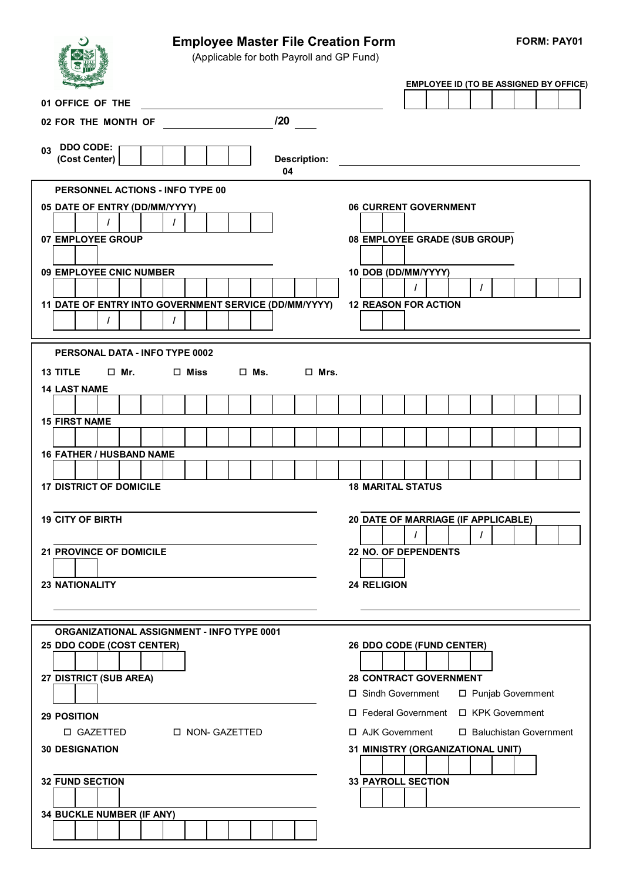# Employee Master File Creation Form

(Applicable for both Payroll and GP Fund)

**FORM: PAY01**

**EMPLOYEE ID (TO BE ASSIGNED BY OFFICE)**

**01 OFFICE OF THE** ______________________________

**02 FOR THE MONTH OF** ________________ **/20** ____

**03 DDO CODE: (Cost Center)** | | | | | | |  **04 Description:** ______________________________

## PERSONNEL ACTIONS - INFO TYPE 00

**05 DATE OF ENTRY (DD/MM/YYYY)** __ __ / __ __ / __ __ __ __

**06 CURRENT GOVERNMENT** __ __ ________________

**07 EMPLOYEE GROUP** __ __ ________________

**08 EMPLOYEE GRADE (SUB GROUP)** __ __ ________________

**09 EMPLOYEE CNIC NUMBER** __ __ __ __ __ __ __ __ __ __ __ __ __

**10 DOB (DD/MM/YYYY)** __ __ / __ __ / __ __ __ __

**11 DATE OF ENTRY INTO GOVERNMENT SERVICE (DD/MM/YYYY)** __ __ / __ __ / __ __ __ __

**12 REASON FOR ACTION** __ __ ________________

## PERSONAL DATA - INFO TYPE 0002

**13 TITLE** ☐ Mr. ☐ Miss ☐ Ms. ☐ Mrs.

**14 LAST NAME** ______________________________

**15 FIRST NAME** ______________________________

**16 FATHER / HUSBAND NAME** ______________________________

**17 DISTRICT OF DOMICILE** ______________________________

**18 MARITAL STATUS** ______________________________

**19 CITY OF BIRTH** ______________________________

**20 DATE OF MARRIAGE (IF APPLICABLE)** __ __ / __ __ / __ __ __ __

**21 PROVINCE OF DOMICILE** __ __ ________________

**22 NO. OF DEPENDENTS** __ __

**23 NATIONALITY** ______________________________

**24 RELIGION** ______________________________

## ORGANIZATIONAL ASSIGNMENT - INFO TYPE 0001

**25 DDO CODE (COST CENTER)** __ __ __ __ __ __

**26 DDO CODE (FUND CENTER)** __ __ __ __ __ __

**27 DISTRICT (SUB AREA)** __ __ ________________

**28 CONTRACT GOVERNMENT**

- ☐ Sindh Government ☐ Punjab Government
- ☐ Federal Government ☐ KPK Government
- ☐ AJK Government ☐ Baluchistan Government

**29 POSITION**

☐ GAZETTED ☐ NON- GAZETTED

**30 DESIGNATION** ______________________________

**31 MINISTRY (ORGANIZATIONAL UNIT)** __ __ __ __ __ __ __ __

**32 FUND SECTION** __ __ __ ________________

**33 PAYROLL SECTION** __ __ __ ________________

**34 BUCKLE NUMBER (IF ANY)** __ __ __ __ __ __ __ __ __ __ __ __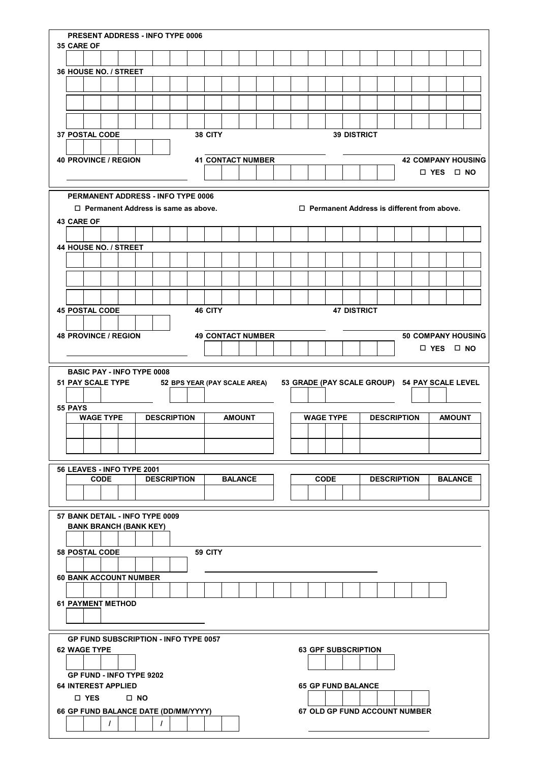## PRESENT ADDRESS - INFO TYPE 0006

**35 CARE OF**

**36 HOUSE NO. / STREET**

**37 POSTAL CODE** **38 CITY** **39 DISTRICT**

**40 PROVINCE / REGION** **41 CONTACT NUMBER** **42 COMPANY HOUSING**

☐ YES ☐ NO

## PERMANENT ADDRESS - INFO TYPE 0006

☐ Permanent Address is same as above. ☐ Permanent Address is different from above.

**43 CARE OF**

**44 HOUSE NO. / STREET**

**45 POSTAL CODE** **46 CITY** **47 DISTRICT**

**48 PROVINCE / REGION** **49 CONTACT NUMBER** **50 COMPANY HOUSING**

☐ YES ☐ NO

## BASIC PAY - INFO TYPE 0008

**51 PAY SCALE TYPE** **52 BPS YEAR (PAY SCALE AREA)** **53 GRADE (PAY SCALE GROUP)** **54 PAY SCALE LEVEL**

**55 PAYS**

| WAGE TYPE | DESCRIPTION | AMOUNT | WAGE TYPE | DESCRIPTION | AMOUNT |
|---|---|---|---|---|---|
| | | | | | |
| | | | | | |

## 56 LEAVES - INFO TYPE 2001

| CODE | DESCRIPTION | BALANCE | CODE | DESCRIPTION | BALANCE |
|---|---|---|---|---|---|
| | | | | | |

## 57 BANK DETAIL - INFO TYPE 0009

**BANK BRANCH (BANK KEY)**

**58 POSTAL CODE** **59 CITY**

**60 BANK ACCOUNT NUMBER**

**61 PAYMENT METHOD**

## GP FUND SUBSCRIPTION - INFO TYPE 0057

**62 WAGE TYPE** **63 GPF SUBSCRIPTION**

## GP FUND - INFO TYPE 9202

**64 INTEREST APPLIED** **65 GP FUND BALANCE**

☐ YES ☐ NO

**66 GP FUND BALANCE DATE (DD/MM/YYYY)** **67 OLD GP FUND ACCOUNT NUMBER**

/ /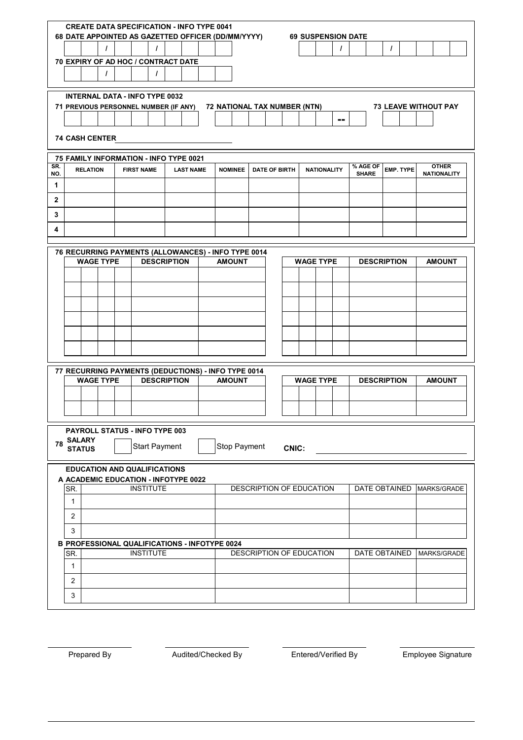## CREATE DATA SPECIFICATION - INFO TYPE 0041

**68 DATE APPOINTED AS GAZETTED OFFICER (DD/MM/YYYY)**

| | | / | | | / | | | | |
|---|---|---|---|---|---|---|---|---|---|

**69 SUSPENSION DATE**

| | | / | | | / | | | | |
|---|---|---|---|---|---|---|---|---|---|

**70 EXPIRY OF AD HOC / CONTRACT DATE**

| | | / | | | / | | | | |
|---|---|---|---|---|---|---|---|---|---|

## INTERNAL DATA - INFO TYPE 0032

**71 PREVIOUS PERSONNEL NUMBER (IF ANY)**

**72 NATIONAL TAX NUMBER (NTN)** --

**73 LEAVE WITHOUT PAY**

**74 CASH CENTER** ______________________________

## 75 FAMILY INFORMATION - INFO TYPE 0021

| SR. NO. | RELATION | FIRST NAME | LAST NAME | NOMINEE | DATE OF BIRTH | NATIONALITY | % AGE OF SHARE | EMP. TYPE | OTHER NATIONALITY |
|---|---|---|---|---|---|---|---|---|---|
| 1 | | | | | | | | | |
| 2 | | | | | | | | | |
| 3 | | | | | | | | | |
| 4 | | | | | | | | | |

## 76 RECURRING PAYMENTS (ALLOWANCES) - INFO TYPE 0014

| WAGE TYPE | DESCRIPTION | AMOUNT | WAGE TYPE | DESCRIPTION | AMOUNT |
|---|---|---|---|---|---|
| | | | | | |
| | | | | | |
| | | | | | |
| | | | | | |
| | | | | | |
| | | | | | |

## 77 RECURRING PAYMENTS (DEDUCTIONS) - INFO TYPE 0014

| WAGE TYPE | DESCRIPTION | AMOUNT | WAGE TYPE | DESCRIPTION | AMOUNT |
|---|---|---|---|---|---|
| | | | | | |
| | | | | | |

## PAYROLL STATUS - INFO TYPE 003

**78 SALARY STATUS** ☐ Start Payment ☐ Stop Payment **CNIC:** ______________________________

## EDUCATION AND QUALIFICATIONS

**A ACADEMIC EDUCATION - INFOTYPE 0022**

| SR. | INSTITUTE | DESCRIPTION OF EDUCATION | DATE OBTAINED | MARKS/GRADE |
|---|---|---|---|---|
| 1 | | | | |
| 2 | | | | |
| 3 | | | | |

**B PROFESSIONAL QUALIFICATIONS - INFOTYPE 0024**

| SR. | INSTITUTE | DESCRIPTION OF EDUCATION | DATE OBTAINED | MARKS/GRADE |
|---|---|---|---|---|
| 1 | | | | |
| 2 | | | | |
| 3 | | | | |

______________ ______________ ______________ ______________

Prepared By | Audited/Checked By | Entered/Verified By | Employee Signature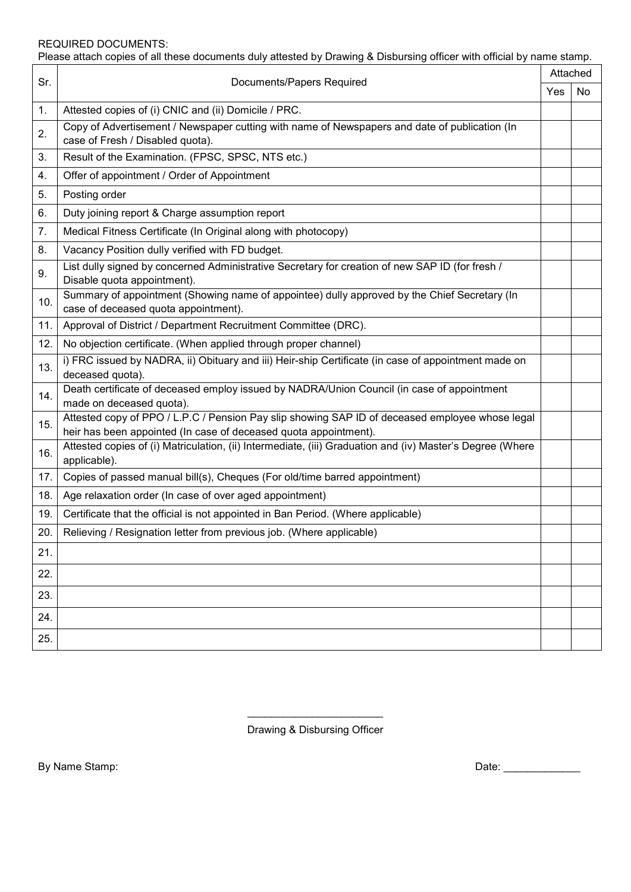REQUIRED DOCUMENTS:
Please attach copies of all these documents duly attested by Drawing & Disbursing officer with official by name stamp.

| Sr. | Documents/Papers Required | Attached | |
|---|---|---|---|
| | | Yes | No |
| 1. | Attested copies of (i) CNIC and (ii) Domicile / PRC. | | |
| 2. | Copy of Advertisement / Newspaper cutting with name of Newspapers and date of publication (In case of Fresh / Disabled quota). | | |
| 3. | Result of the Examination. (FPSC, SPSC, NTS etc.) | | |
| 4. | Offer of appointment / Order of Appointment | | |
| 5. | Posting order | | |
| 6. | Duty joining report & Charge assumption report | | |
| 7. | Medical Fitness Certificate (In Original along with photocopy) | | |
| 8. | Vacancy Position dully verified with FD budget. | | |
| 9. | List dully signed by concerned Administrative Secretary for creation of new SAP ID (for fresh / Disable quota appointment). | | |
| 10. | Summary of appointment (Showing name of appointee) dully approved by the Chief Secretary (In case of deceased quota appointment). | | |
| 11. | Approval of District / Department Recruitment Committee (DRC). | | |
| 12. | No objection certificate. (When applied through proper channel) | | |
| 13. | i) FRC issued by NADRA, ii) Obituary and iii) Heir-ship Certificate (in case of appointment made on deceased quota). | | |
| 14. | Death certificate of deceased employ issued by NADRA/Union Council (in case of appointment made on deceased quota). | | |
| 15. | Attested copy of PPO / L.P.C / Pension Pay slip showing SAP ID of deceased employee whose legal heir has been appointed (In case of deceased quota appointment). | | |
| 16. | Attested copies of (i) Matriculation, (ii) Intermediate, (iii) Graduation and (iv) Master's Degree (Where applicable). | | |
| 17. | Copies of passed manual bill(s), Cheques (For old/time barred appointment) | | |
| 18. | Age relaxation order (In case of over aged appointment) | | |
| 19. | Certificate that the official is not appointed in Ban Period. (Where applicable) | | |
| 20. | Relieving / Resignation letter from previous job. (Where applicable) | | |
| 21. | | | |
| 22. | | | |
| 23. | | | |
| 24. | | | |
| 25. | | | |

________________________
Drawing & Disbursing Officer

By Name Stamp:

Date: _____________